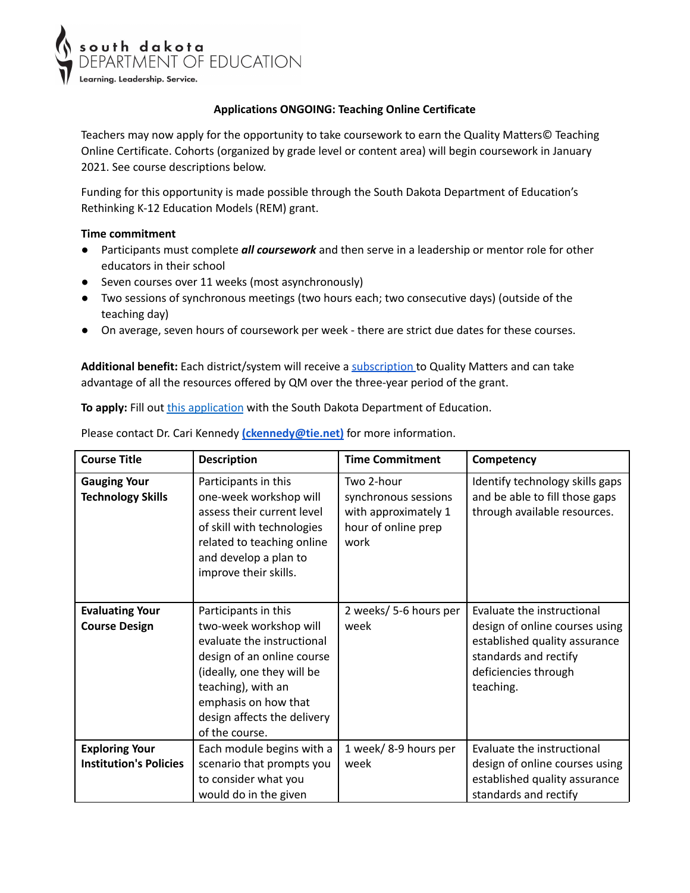south dakota
DEPARTMENT OF EDUCATION
Learning. Leadership. Service.

**Applications ONGOING: Teaching Online Certificate**

Teachers may now apply for the opportunity to take coursework to earn the Quality Matters© Teaching Online Certificate. Cohorts (organized by grade level or content area) will begin coursework in January 2021. See course descriptions below.

Funding for this opportunity is made possible through the South Dakota Department of Education's Rethinking K-12 Education Models (REM) grant.

**Time commitment**

- Participants must complete ***all coursework*** and then serve in a leadership or mentor role for other educators in their school
- Seven courses over 11 weeks (most asynchronously)
- Two sessions of synchronous meetings (two hours each; two consecutive days) (outside of the teaching day)
- On average, seven hours of coursework per week - there are strict due dates for these courses.

**Additional benefit:** Each district/system will receive a subscription to Quality Matters and can take advantage of all the resources offered by QM over the three-year period of the grant.

**To apply:** Fill out this application with the South Dakota Department of Education.

Please contact Dr. Cari Kennedy **(ckennedy@tie.net)** for more information.

| Course Title | Description | Time Commitment | Competency |
|---|---|---|---|
| **Gauging Your Technology Skills** | Participants in this one-week workshop will assess their current level of skill with technologies related to teaching online and develop a plan to improve their skills. | Two 2-hour synchronous sessions with approximately 1 hour of online prep work | Identify technology skills gaps and be able to fill those gaps through available resources. |
| **Evaluating Your Course Design** | Participants in this two-week workshop will evaluate the instructional design of an online course (ideally, one they will be teaching), with an emphasis on how that design affects the delivery of the course. | 2 weeks/ 5-6 hours per week | Evaluate the instructional design of online courses using established quality assurance standards and rectify deficiencies through teaching. |
| **Exploring Your Institution's Policies** | Each module begins with a scenario that prompts you to consider what you would do in the given | 1 week/ 8-9 hours per week | Evaluate the instructional design of online courses using established quality assurance standards and rectify |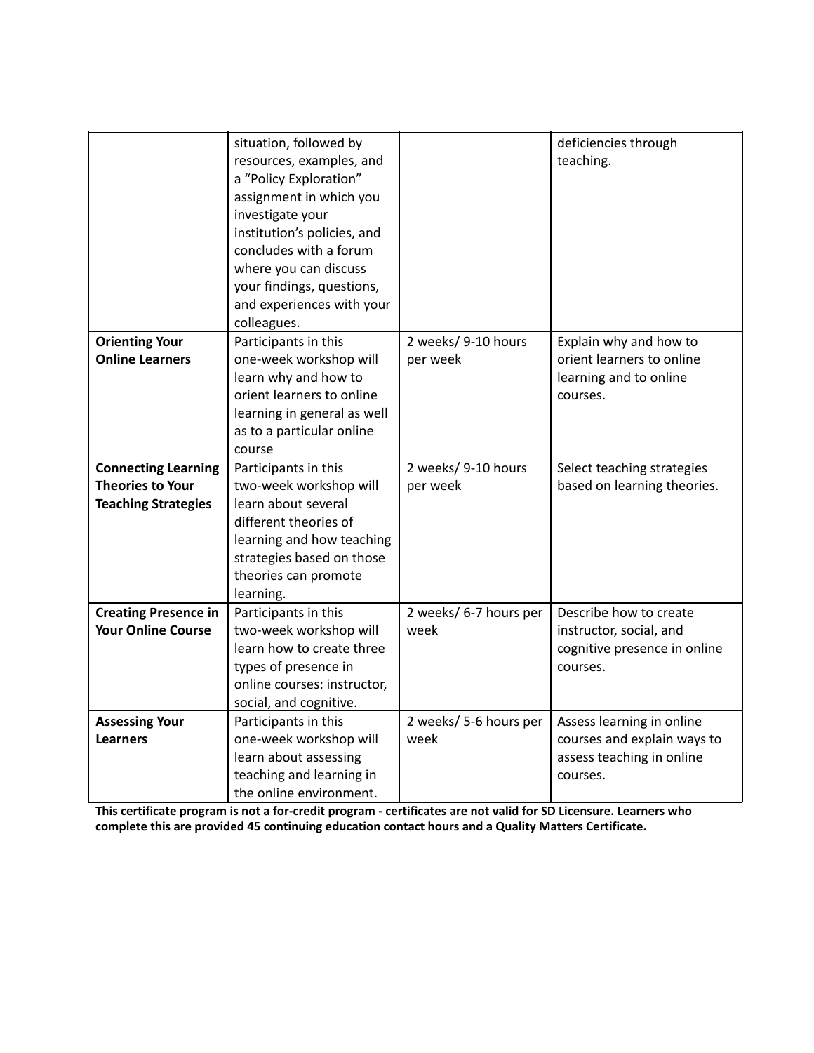| | | | |
|---|---|---|---|
| | situation, followed by resources, examples, and a "Policy Exploration" assignment in which you investigate your institution's policies, and concludes with a forum where you can discuss your findings, questions, and experiences with your colleagues. | | deficiencies through teaching. |
| **Orienting Your Online Learners** | Participants in this one-week workshop will learn why and how to orient learners to online learning in general as well as to a particular online course | 2 weeks/ 9-10 hours per week | Explain why and how to orient learners to online learning and to online courses. |
| **Connecting Learning Theories to Your Teaching Strategies** | Participants in this two-week workshop will learn about several different theories of learning and how teaching strategies based on those theories can promote learning. | 2 weeks/ 9-10 hours per week | Select teaching strategies based on learning theories. |
| **Creating Presence in Your Online Course** | Participants in this two-week workshop will learn how to create three types of presence in online courses: instructor, social, and cognitive. | 2 weeks/ 6-7 hours per week | Describe how to create instructor, social, and cognitive presence in online courses. |
| **Assessing Your Learners** | Participants in this one-week workshop will learn about assessing teaching and learning in the online environment. | 2 weeks/ 5-6 hours per week | Assess learning in online courses and explain ways to assess teaching in online courses. |

**This certificate program is not a for-credit program - certificates are not valid for SD Licensure. Learners who complete this are provided 45 continuing education contact hours and a Quality Matters Certificate.**